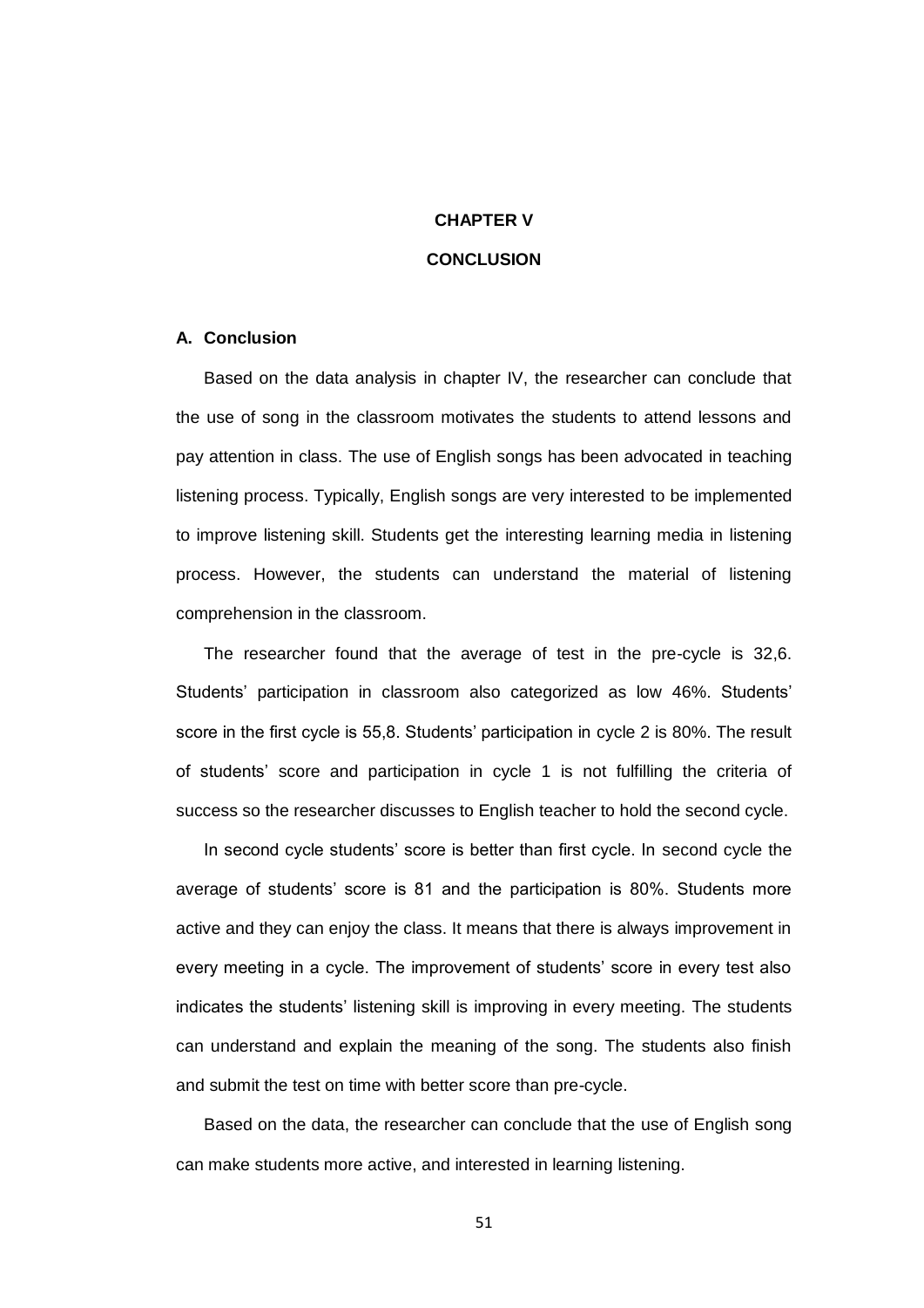# CHAPTER V

# CONCLUSION

## A. Conclusion

Based on the data analysis in chapter IV, the researcher can conclude that the use of song in the classroom motivates the students to attend lessons and pay attention in class. The use of English songs has been advocated in teaching listening process. Typically, English songs are very interested to be implemented to improve listening skill. Students get the interesting learning media in listening process. However, the students can understand the material of listening comprehension in the classroom.

The researcher found that the average of test in the pre-cycle is 32,6. Students' participation in classroom also categorized as low 46%. Students' score in the first cycle is 55,8. Students' participation in cycle 2 is 80%. The result of students' score and participation in cycle 1 is not fulfilling the criteria of success so the researcher discusses to English teacher to hold the second cycle.

In second cycle students' score is better than first cycle. In second cycle the average of students' score is 81 and the participation is 80%. Students more active and they can enjoy the class. It means that there is always improvement in every meeting in a cycle. The improvement of students' score in every test also indicates the students' listening skill is improving in every meeting. The students can understand and explain the meaning of the song. The students also finish and submit the test on time with better score than pre-cycle.

Based on the data, the researcher can conclude that the use of English song can make students more active, and interested in learning listening.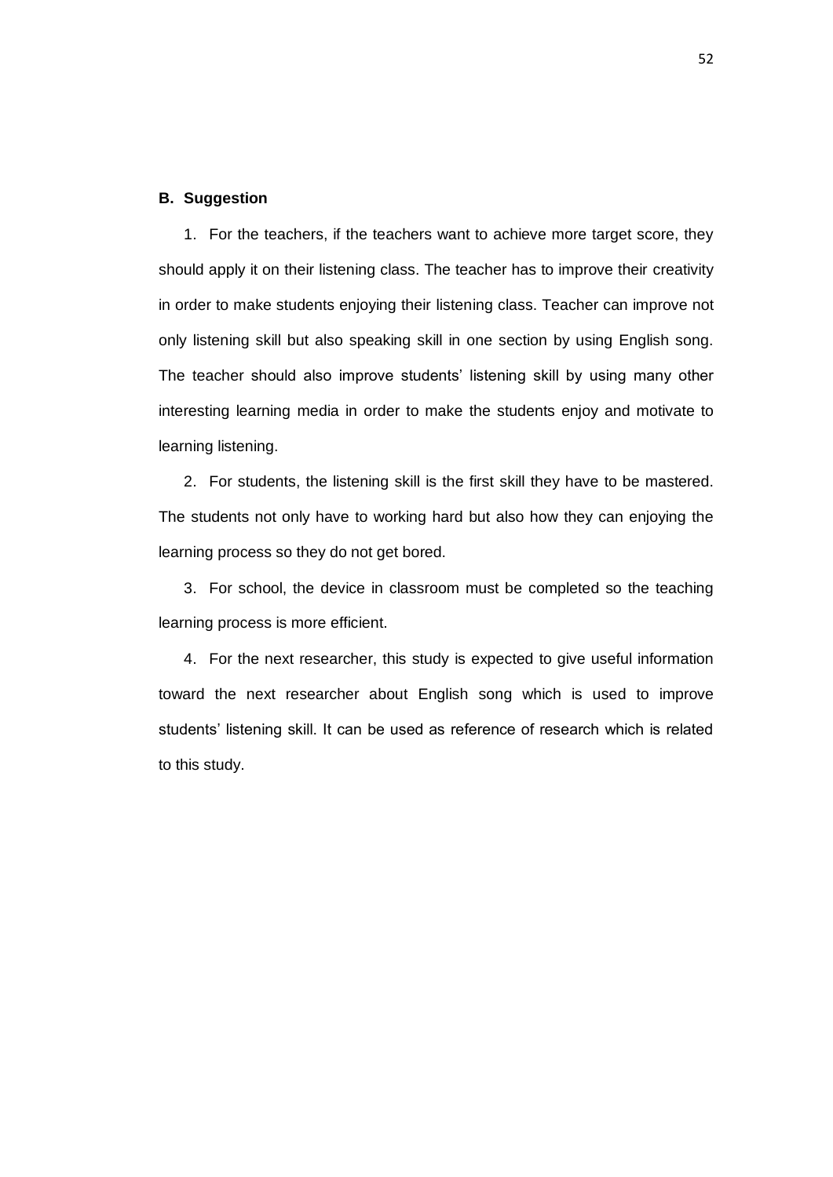## B. Suggestion

1. For the teachers, if the teachers want to achieve more target score, they should apply it on their listening class. The teacher has to improve their creativity in order to make students enjoying their listening class. Teacher can improve not only listening skill but also speaking skill in one section by using English song. The teacher should also improve students' listening skill by using many other interesting learning media in order to make the students enjoy and motivate to learning listening.

2. For students, the listening skill is the first skill they have to be mastered. The students not only have to working hard but also how they can enjoying the learning process so they do not get bored.

3. For school, the device in classroom must be completed so the teaching learning process is more efficient.

4. For the next researcher, this study is expected to give useful information toward the next researcher about English song which is used to improve students' listening skill. It can be used as reference of research which is related to this study.